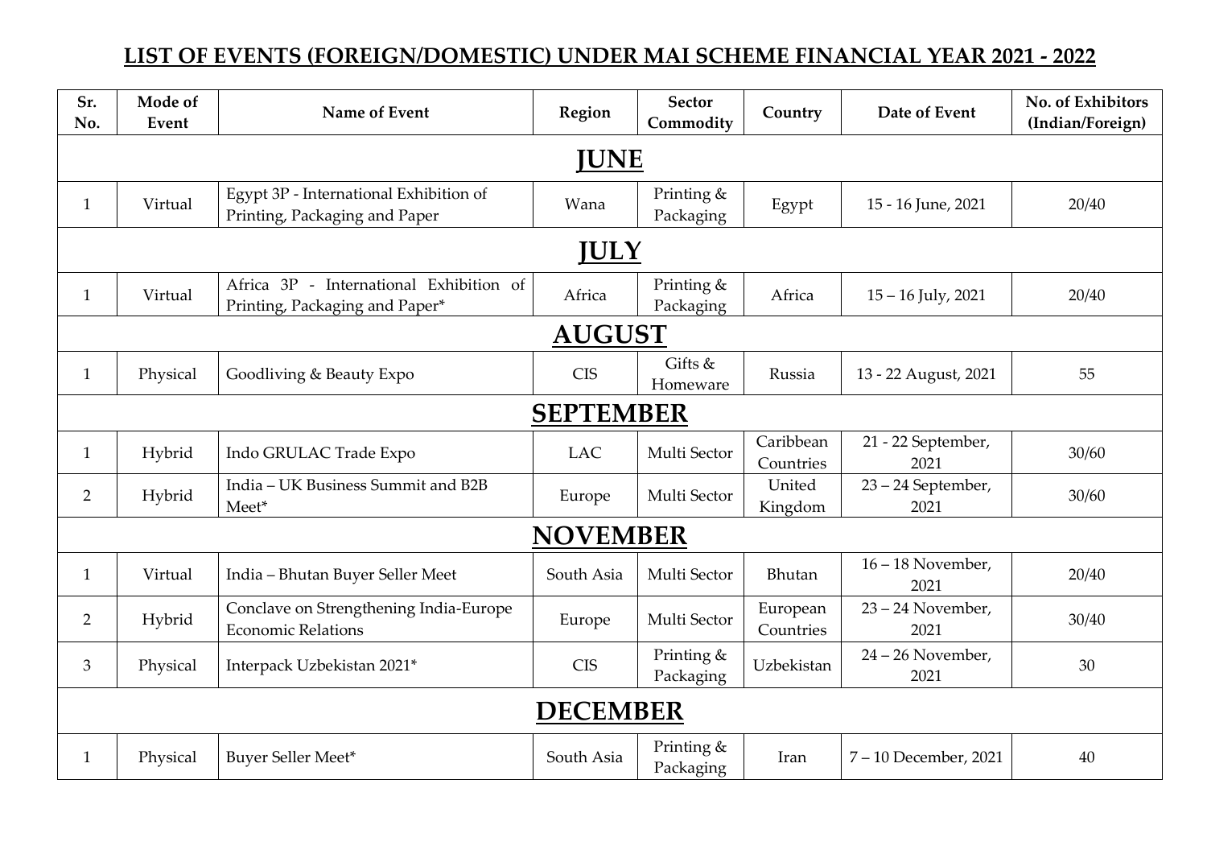## LIST OF EVENTS (FOREIGN/DOMESTIC) UNDER MAI SCHEME FINANCIAL YEAR 2021 - 2022

| Sr. No. | Mode of Event | Name of Event | Region | Sector Commodity | Country | Date of Event | No. of Exhibitors (Indian/Foreign) |
|---|---|---|---|---|---|---|---|
| **JUNE** | | | | | | | |
| 1 | Virtual | Egypt 3P - International Exhibition of Printing, Packaging and Paper | Wana | Printing & Packaging | Egypt | 15 - 16 June, 2021 | 20/40 |
| **JULY** | | | | | | | |
| 1 | Virtual | Africa 3P - International Exhibition of Printing, Packaging and Paper* | Africa | Printing & Packaging | Africa | 15 – 16 July, 2021 | 20/40 |
| **AUGUST** | | | | | | | |
| 1 | Physical | Goodliving & Beauty Expo | CIS | Gifts & Homeware | Russia | 13 - 22 August, 2021 | 55 |
| **SEPTEMBER** | | | | | | | |
| 1 | Hybrid | Indo GRULAC Trade Expo | LAC | Multi Sector | Caribbean Countries | 21 - 22 September, 2021 | 30/60 |
| 2 | Hybrid | India – UK Business Summit and B2B Meet* | Europe | Multi Sector | United Kingdom | 23 – 24 September, 2021 | 30/60 |
| **NOVEMBER** | | | | | | | |
| 1 | Virtual | India – Bhutan Buyer Seller Meet | South Asia | Multi Sector | Bhutan | 16 – 18 November, 2021 | 20/40 |
| 2 | Hybrid | Conclave on Strengthening India-Europe Economic Relations | Europe | Multi Sector | European Countries | 23 – 24 November, 2021 | 30/40 |
| 3 | Physical | Interpack Uzbekistan 2021* | CIS | Printing & Packaging | Uzbekistan | 24 – 26 November, 2021 | 30 |
| **DECEMBER** | | | | | | | |
| 1 | Physical | Buyer Seller Meet* | South Asia | Printing & Packaging | Iran | 7 – 10 December, 2021 | 40 |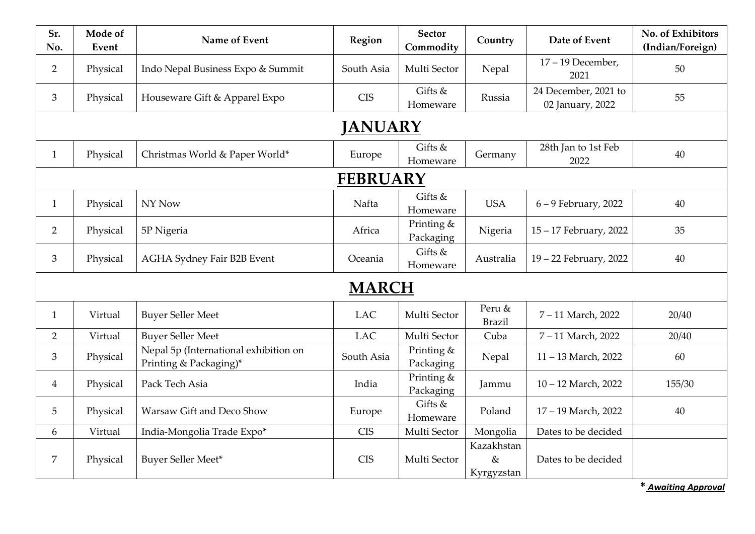| Sr. No. | Mode of Event | Name of Event | Region | Sector Commodity | Country | Date of Event | No. of Exhibitors (Indian/Foreign) |
|---|---|---|---|---|---|---|---|
| 2 | Physical | Indo Nepal Business Expo & Summit | South Asia | Multi Sector | Nepal | 17 – 19 December, 2021 | 50 |
| 3 | Physical | Houseware Gift & Apparel Expo | CIS | Gifts & Homeware | Russia | 24 December, 2021 to 02 January, 2022 | 55 |
| **JANUARY** | | | | | | | |
| 1 | Physical | Christmas World & Paper World* | Europe | Gifts & Homeware | Germany | 28th Jan to 1st Feb 2022 | 40 |
| **FEBRUARY** | | | | | | | |
| 1 | Physical | NY Now | Nafta | Gifts & Homeware | USA | 6 – 9 February, 2022 | 40 |
| 2 | Physical | 5P Nigeria | Africa | Printing & Packaging | Nigeria | 15 – 17 February, 2022 | 35 |
| 3 | Physical | AGHA Sydney Fair B2B Event | Oceania | Gifts & Homeware | Australia | 19 – 22 February, 2022 | 40 |
| **MARCH** | | | | | | | |
| 1 | Virtual | Buyer Seller Meet | LAC | Multi Sector | Peru & Brazil | 7 – 11 March, 2022 | 20/40 |
| 2 | Virtual | Buyer Seller Meet | LAC | Multi Sector | Cuba | 7 – 11 March, 2022 | 20/40 |
| 3 | Physical | Nepal 5p (International exhibition on Printing & Packaging)* | South Asia | Printing & Packaging | Nepal | 11 – 13 March, 2022 | 60 |
| 4 | Physical | Pack Tech Asia | India | Printing & Packaging | Jammu | 10 – 12 March, 2022 | 155/30 |
| 5 | Physical | Warsaw Gift and Deco Show | Europe | Gifts & Homeware | Poland | 17 – 19 March, 2022 | 40 |
| 6 | Virtual | India-Mongolia Trade Expo* | CIS | Multi Sector | Mongolia | Dates to be decided | |
| 7 | Physical | Buyer Seller Meet* | CIS | Multi Sector | Kazakhstan & Kyrgyzstan | Dates to be decided | |

**\* *Awaiting Approval***